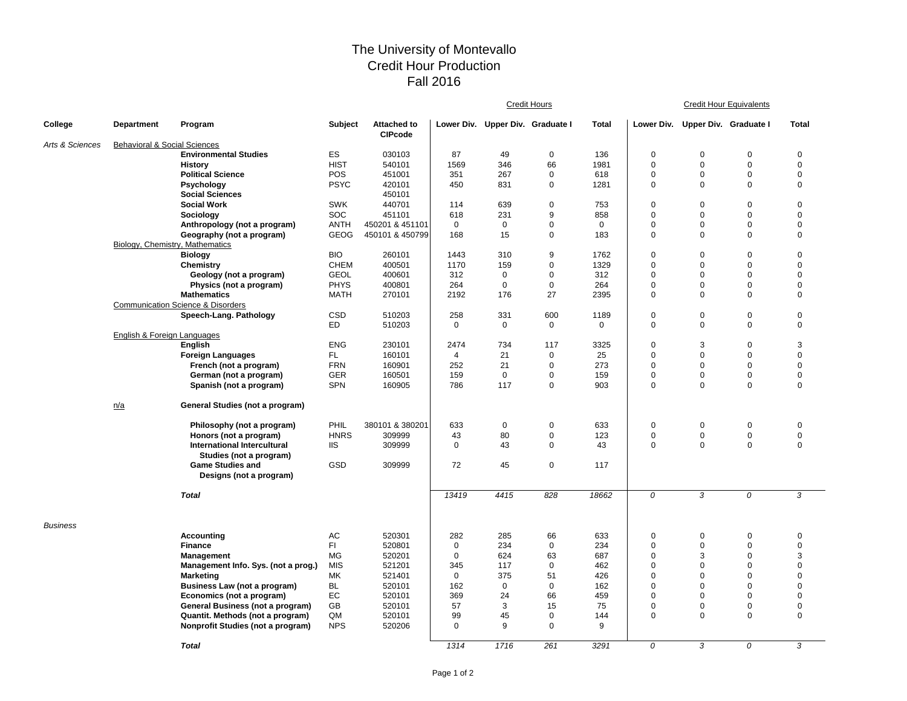# The University of Montevallo
## Credit Hour Production
## Fall 2016

| College | Department | Program | Subject | Attached to CIPcode | Credit Hours | | | | Credit Hour Equivalents | | | |
|---|---|---|---|---|---|---|---|---|---|---|---|---|
| | | | | | Lower Div. | Upper Div. | Graduate I | Total | Lower Div. | Upper Div. | Graduate I | Total |
| *Arts & Sciences* | Behavioral & Social Sciences | | | | | | | | | | | |
| | | **Environmental Studies** | ES | 030103 | 87 | 49 | 0 | 136 | 0 | 0 | 0 | 0 |
| | | **History** | HIST | 540101 | 1569 | 346 | 66 | 1981 | 0 | 0 | 0 | 0 |
| | | **Political Science** | POS | 451001 | 351 | 267 | 0 | 618 | 0 | 0 | 0 | 0 |
| | | **Psychology** | PSYC | 420101 | 450 | 831 | 0 | 1281 | 0 | 0 | 0 | 0 |
| | | **Social Sciences** | | 450101 | | | | | | | | |
| | | **Social Work** | SWK | 440701 | 114 | 639 | 0 | 753 | 0 | 0 | 0 | 0 |
| | | **Sociology** | SOC | 451101 | 618 | 231 | 9 | 858 | 0 | 0 | 0 | 0 |
| | | **Anthropology (not a program)** | ANTH | 450201 & 451101 | 0 | 0 | 0 | 0 | 0 | 0 | 0 | 0 |
| | | **Geography (not a program)** | GEOG | 450101 & 450799 | 168 | 15 | 0 | 183 | 0 | 0 | 0 | 0 |
| | Biology, Chemistry, Mathematics | | | | | | | | | | | |
| | | **Biology** | BIO | 260101 | 1443 | 310 | 9 | 1762 | 0 | 0 | 0 | 0 |
| | | **Chemistry** | CHEM | 400501 | 1170 | 159 | 0 | 1329 | 0 | 0 | 0 | 0 |
| | | **Geology (not a program)** | GEOL | 400601 | 312 | 0 | 0 | 312 | 0 | 0 | 0 | 0 |
| | | **Physics (not a program)** | PHYS | 400801 | 264 | 0 | 0 | 264 | 0 | 0 | 0 | 0 |
| | | **Mathematics** | MATH | 270101 | 2192 | 176 | 27 | 2395 | 0 | 0 | 0 | 0 |
| | Communication Science & Disorders | | | | | | | | | | | |
| | | **Speech-Lang. Pathology** | CSD | 510203 | 258 | 331 | 600 | 1189 | 0 | 0 | 0 | 0 |
| | | | ED | 510203 | 0 | 0 | 0 | 0 | 0 | 0 | 0 | 0 |
| | English & Foreign Languages | | | | | | | | | | | |
| | | **English** | ENG | 230101 | 2474 | 734 | 117 | 3325 | 0 | 3 | 0 | 3 |
| | | **Foreign Languages** | FL | 160101 | 4 | 21 | 0 | 25 | 0 | 0 | 0 | 0 |
| | | **French (not a program)** | FRN | 160901 | 252 | 21 | 0 | 273 | 0 | 0 | 0 | 0 |
| | | **German (not a program)** | GER | 160501 | 159 | 0 | 0 | 159 | 0 | 0 | 0 | 0 |
| | | **Spanish (not a program)** | SPN | 160905 | 786 | 117 | 0 | 903 | 0 | 0 | 0 | 0 |
| | n/a | **General Studies (not a program)** | | | | | | | | | | |
| | | **Philosophy (not a program)** | PHIL | 380101 & 380201 | 633 | 0 | 0 | 633 | 0 | 0 | 0 | 0 |
| | | **Honors (not a program)** | HNRS | 309999 | 43 | 80 | 0 | 123 | 0 | 0 | 0 | 0 |
| | | **International Intercultural Studies (not a program)** | IIS | 309999 | 0 | 43 | 0 | 43 | 0 | 0 | 0 | 0 |
| | | **Game Studies and Designs (not a program)** | GSD | 309999 | 72 | 45 | 0 | 117 | | | | |
| | | ***Total*** | | | *13419* | *4415* | *828* | *18662* | *0* | *3* | *0* | *3* |
| *Business* | | | | | | | | | | | | |
| | | **Accounting** | AC | 520301 | 282 | 285 | 66 | 633 | 0 | 0 | 0 | 0 |
| | | **Finance** | FI | 520801 | 0 | 234 | 0 | 234 | 0 | 0 | 0 | 0 |
| | | **Management** | MG | 520201 | 0 | 624 | 63 | 687 | 0 | 3 | 0 | 3 |
| | | **Management Info. Sys. (not a prog.)** | MIS | 521201 | 345 | 117 | 0 | 462 | 0 | 0 | 0 | 0 |
| | | **Marketing** | MK | 521401 | 0 | 375 | 51 | 426 | 0 | 0 | 0 | 0 |
| | | **Business Law (not a program)** | BL | 520101 | 162 | 0 | 0 | 162 | 0 | 0 | 0 | 0 |
| | | **Economics (not a program)** | EC | 520101 | 369 | 24 | 66 | 459 | 0 | 0 | 0 | 0 |
| | | **General Business (not a program)** | GB | 520101 | 57 | 3 | 15 | 75 | 0 | 0 | 0 | 0 |
| | | **Quantit. Methods (not a program)** | QM | 520101 | 99 | 45 | 0 | 144 | 0 | 0 | 0 | 0 |
| | | **Nonprofit Studies (not a program)** | NPS | 520206 | 0 | 9 | 0 | 9 | | | | |
| | | ***Total*** | | | *1314* | *1716* | *261* | *3291* | *0* | *3* | *0* | *3* |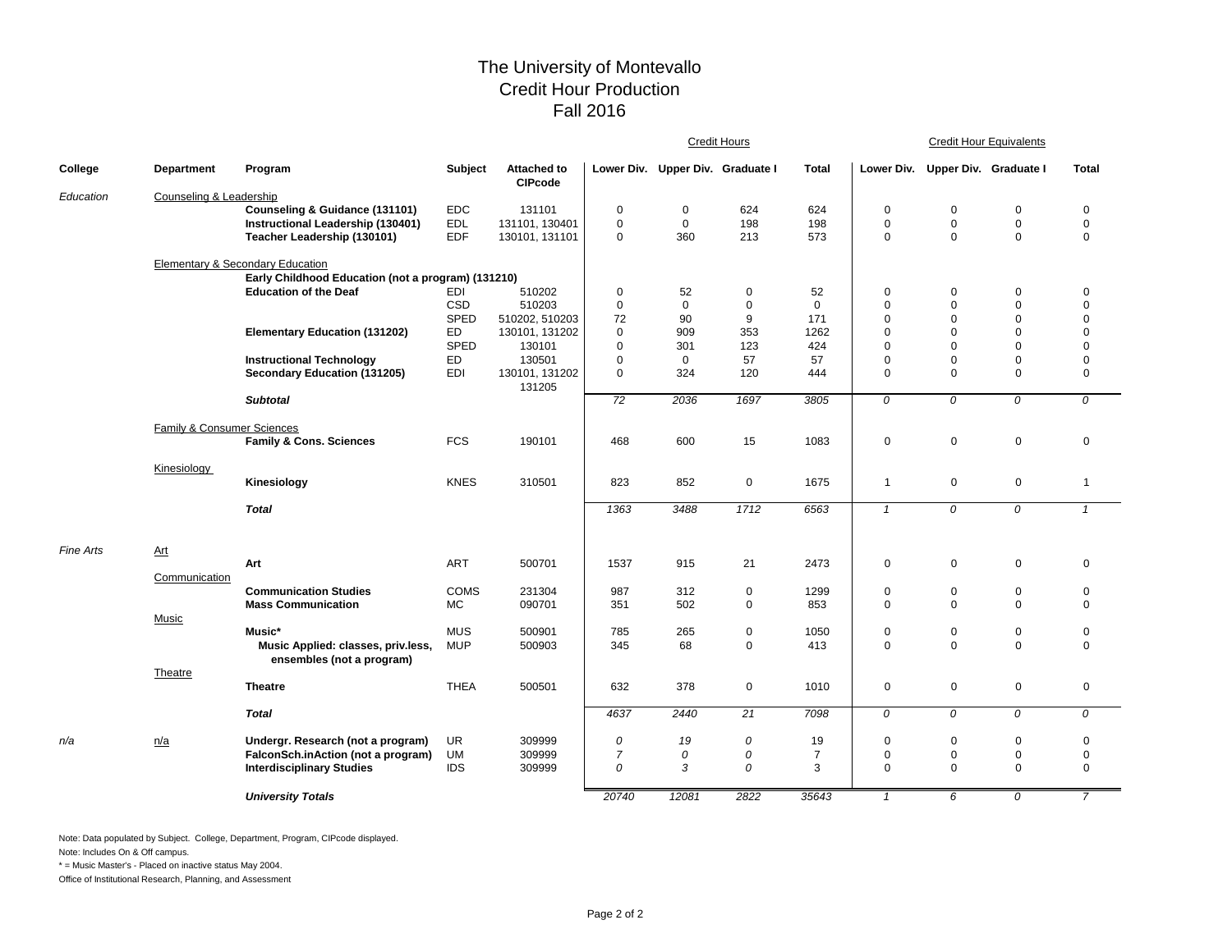# The University of Montevallo
## Credit Hour Production
## Fall 2016

| College | Department | Program | Subject | Attached to CIPcode | Credit Hours: Lower Div. | Credit Hours: Upper Div. | Credit Hours: Graduate I | Credit Hours: Total | Credit Hour Equivalents: Lower Div. | Credit Hour Equivalents: Upper Div. | Credit Hour Equivalents: Graduate I | Credit Hour Equivalents: Total |
|---|---|---|---|---|---|---|---|---|---|---|---|---|
| *Education* | Counseling & Leadership | | | | | | | | | | | |
| | | **Counseling & Guidance (131101)** | EDC | 131101 | 0 | 0 | 624 | 624 | 0 | 0 | 0 | 0 |
| | | **Instructional Leadership (130401)** | EDL | 131101, 130401 | 0 | 0 | 198 | 198 | 0 | 0 | 0 | 0 |
| | | **Teacher Leadership (130101)** | EDF | 130101, 131101 | 0 | 360 | 213 | 573 | 0 | 0 | 0 | 0 |
| | Elementary & Secondary Education | | | | | | | | | | | |
| | | **Early Childhood Education (not a program) (131210)** | | | | | | | | | | |
| | | **Education of the Deaf** | EDI | 510202 | 0 | 52 | 0 | 52 | 0 | 0 | 0 | 0 |
| | | | CSD | 510203 | 0 | 0 | 0 | 0 | 0 | 0 | 0 | 0 |
| | | | SPED | 510202, 510203 | 72 | 90 | 9 | 171 | 0 | 0 | 0 | 0 |
| | | **Elementary Education (131202)** | ED | 130101, 131202 | 0 | 909 | 353 | 1262 | 0 | 0 | 0 | 0 |
| | | | SPED | 130101 | 0 | 301 | 123 | 424 | 0 | 0 | 0 | 0 |
| | | **Instructional Technology** | ED | 130501 | 0 | 0 | 57 | 57 | 0 | 0 | 0 | 0 |
| | | **Secondary Education (131205)** | EDI | 130101, 131202 131205 | 0 | 324 | 120 | 444 | 0 | 0 | 0 | 0 |
| | | ***Subtotal*** | | | *72* | *2036* | *1697* | *3805* | *0* | *0* | *0* | *0* |
| | Family & Consumer Sciences | | | | | | | | | | | |
| | | **Family & Cons. Sciences** | FCS | 190101 | 468 | 600 | 15 | 1083 | 0 | 0 | 0 | 0 |
| | Kinesiology | | | | | | | | | | | |
| | | **Kinesiology** | KNES | 310501 | 823 | 852 | 0 | 1675 | 1 | 0 | 0 | 1 |
| | | ***Total*** | | | *1363* | *3488* | *1712* | *6563* | *1* | *0* | *0* | *1* |
| *Fine Arts* | Art | | | | | | | | | | | |
| | | **Art** | ART | 500701 | 1537 | 915 | 21 | 2473 | 0 | 0 | 0 | 0 |
| | Communication | | | | | | | | | | | |
| | | **Communication Studies** | COMS | 231304 | 987 | 312 | 0 | 1299 | 0 | 0 | 0 | 0 |
| | | **Mass Communication** | MC | 090701 | 351 | 502 | 0 | 853 | 0 | 0 | 0 | 0 |
| | Music | | | | | | | | | | | |
| | | **Music*** | MUS | 500901 | 785 | 265 | 0 | 1050 | 0 | 0 | 0 | 0 |
| | | **Music Applied: classes, priv.less, ensembles (not a program)** | MUP | 500903 | 345 | 68 | 0 | 413 | 0 | 0 | 0 | 0 |
| | Theatre | | | | | | | | | | | |
| | | **Theatre** | THEA | 500501 | 632 | 378 | 0 | 1010 | 0 | 0 | 0 | 0 |
| | | ***Total*** | | | *4637* | *2440* | *21* | *7098* | *0* | *0* | *0* | *0* |
| *n/a* | n/a | **Undergr. Research (not a program)** | UR | 309999 | *0* | *19* | *0* | 19 | 0 | 0 | 0 | 0 |
| | | **FalconSch.inAction (not a program)** | UM | 309999 | *7* | *0* | *0* | 7 | 0 | 0 | 0 | 0 |
| | | **Interdisciplinary Studies** | IDS | 309999 | *0* | *3* | *0* | 3 | 0 | 0 | 0 | 0 |
| | | ***University Totals*** | | | *20740* | *12081* | *2822* | *35643* | *1* | *6* | *0* | *7* |

Note: Data populated by Subject. College, Department, Program, CIPcode displayed.

Note: Includes On & Off campus.

* = Music Master's - Placed on inactive status May 2004.

Office of Institutional Research, Planning, and Assessment